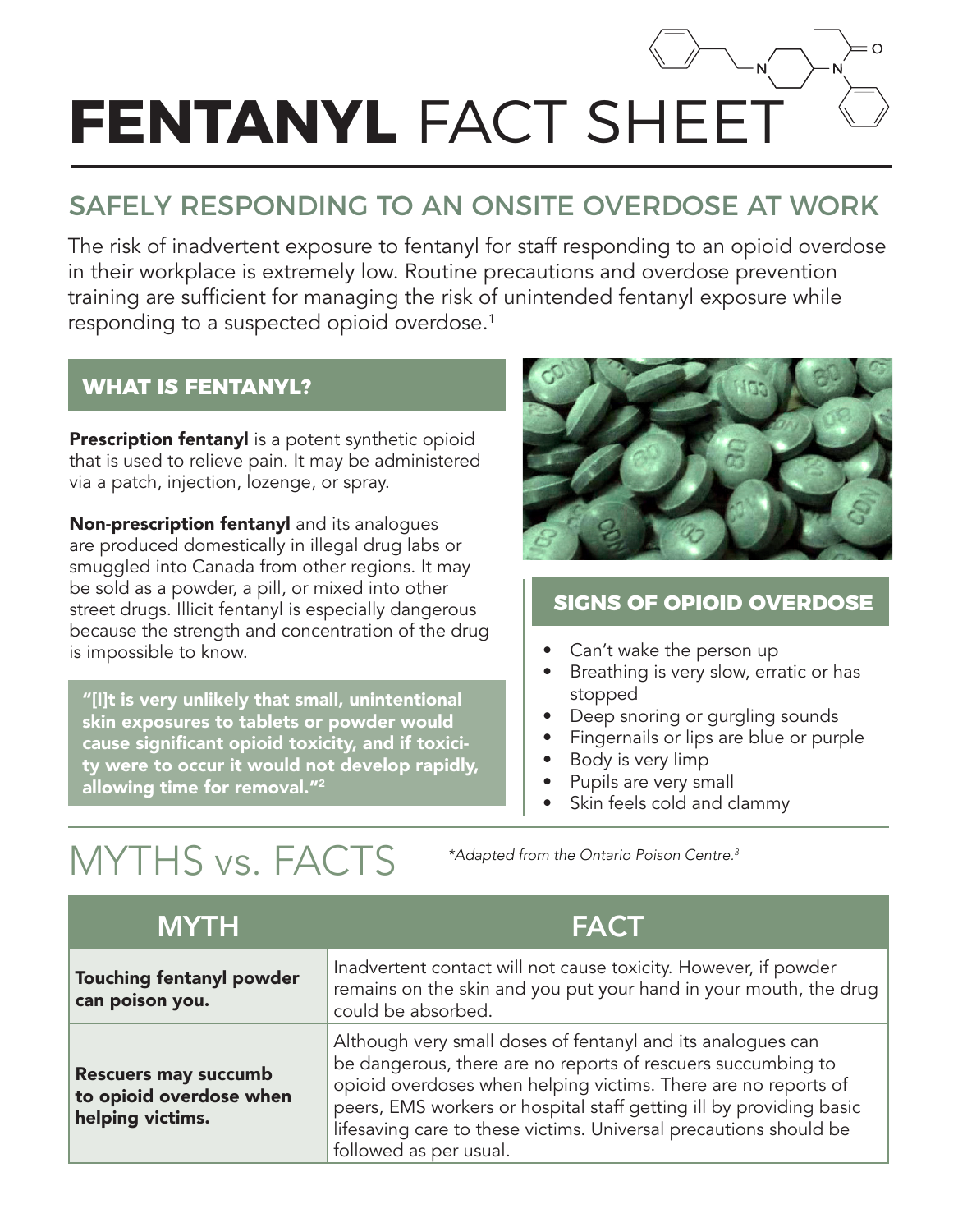# **FENTANYL** FACT SHEET

## SAFELY RESPONDING TO AN ONSITE OVERDOSE AT WORK

The risk of inadvertent exposure to fentanyl for staff responding to an opioid overdose in their workplace is extremely low. Routine precautions and overdose prevention training are sufficient for managing the risk of unintended fentanyl exposure while responding to a suspected opioid overdose.[1]

### WHAT IS FENTANYL?

**Prescription fentanyl** is a potent synthetic opioid that is used to relieve pain. It may be administered via a patch, injection, lozenge, or spray.

**Non-prescription fentanyl** and its analogues are produced domestically in illegal drug labs or smuggled into Canada from other regions. It may be sold as a powder, a pill, or mixed into other street drugs. Illicit fentanyl is especially dangerous because the strength and concentration of the drug is impossible to know.

> **"[I]t is very unlikely that small, unintentional skin exposures to tablets or powder would cause significant opioid toxicity, and if toxicity were to occur it would not develop rapidly, allowing time for removal."[2]**

### SIGNS OF OPIOID OVERDOSE

- Can't wake the person up
- Breathing is very slow, erratic or has stopped
- Deep snoring or gurgling sounds
- Fingernails or lips are blue or purple
- Body is very limp
- Pupils are very small
- Skin feels cold and clammy

## MYTHS vs. FACTS

*Adapted from the Ontario Poison Centre.[3]

| MYTH | FACT |
|---|---|
| **Touching fentanyl powder can poison you.** | Inadvertent contact will not cause toxicity. However, if powder remains on the skin and you put your hand in your mouth, the drug could be absorbed. |
| **Rescuers may succumb to opioid overdose when helping victims.** | Although very small doses of fentanyl and its analogues can be dangerous, there are no reports of rescuers succumbing to opioid overdoses when helping victims. There are no reports of peers, EMS workers or hospital staff getting ill by providing basic lifesaving care to these victims. Universal precautions should be followed as per usual. |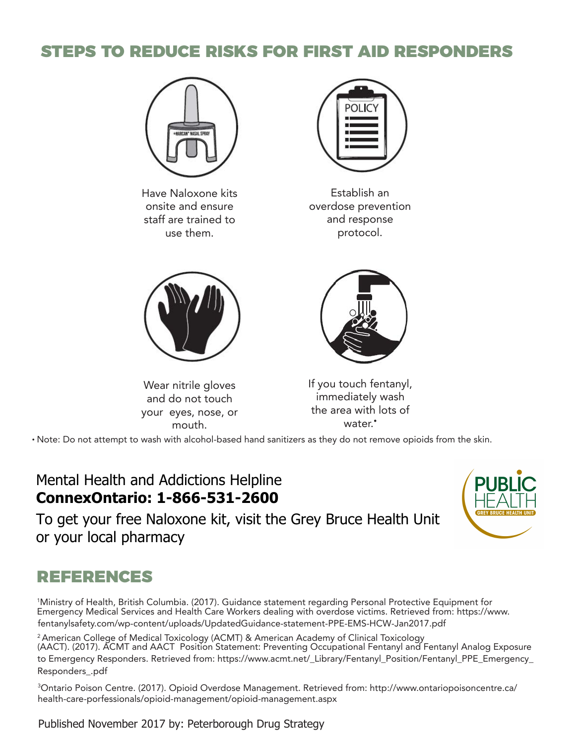## STEPS TO REDUCE RISKS FOR FIRST AID RESPONDERS

Have Naloxone kits onsite and ensure staff are trained to use them.

Establish an overdose prevention and response protocol.

Wear nitrile gloves and do not touch your eyes, nose, or mouth.

If you touch fentanyl, immediately wash the area with lots of water.•

• Note: Do not attempt to wash with alcohol-based hand sanitizers as they do not remove opioids from the skin.

Mental Health and Addictions Helpline
**ConnexOntario: 1-866-531-2600**

To get your free Naloxone kit, visit the Grey Bruce Health Unit or your local pharmacy

PUBLIC HEALTH
GREY BRUCE HEALTH UNIT

## REFERENCES

[1]Ministry of Health, British Columbia. (2017). Guidance statement regarding Personal Protective Equipment for Emergency Medical Services and Health Care Workers dealing with overdose victims. Retrieved from: https://www.fentanylsafety.com/wp-content/uploads/UpdatedGuidance-statement-PPE-EMS-HCW-Jan2017.pdf

[2] American College of Medical Toxicology (ACMT) & American Academy of Clinical Toxicology (AACT). (2017). ACMT and AACT Position Statement: Preventing Occupational Fentanyl and Fentanyl Analog Exposure to Emergency Responders. Retrieved from: https://www.acmt.net/_Library/Fentanyl_Position/Fentanyl_PPE_Emergency_Responders_.pdf

[3]Ontario Poison Centre. (2017). Opioid Overdose Management. Retrieved from: http://www.ontariopoisoncentre.ca/health-care-porfessionals/opioid-management/opioid-management.aspx

Published November 2017 by: Peterborough Drug Strategy